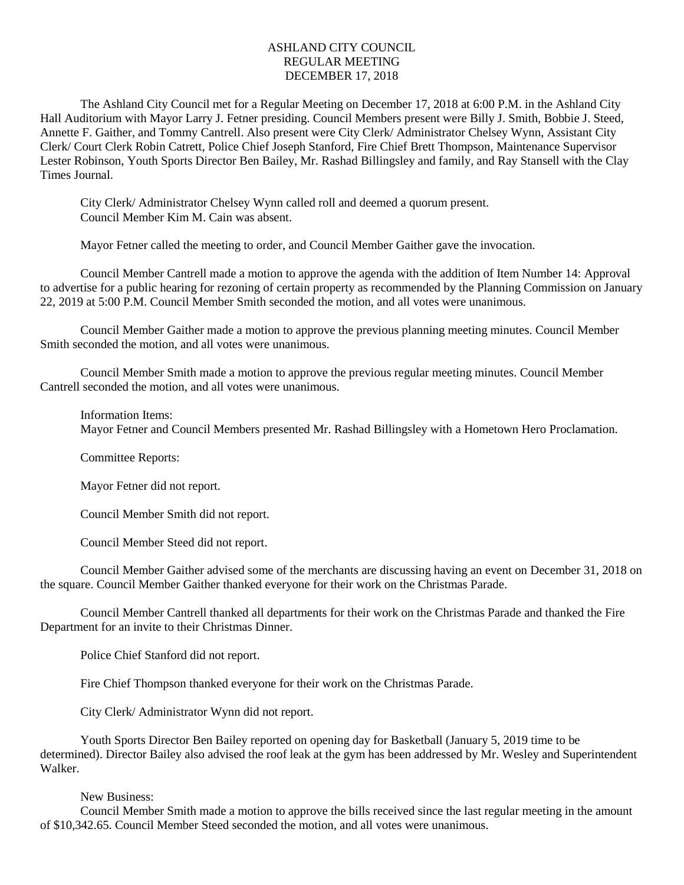# ASHLAND CITY COUNCIL
# REGULAR MEETING
# DECEMBER 17, 2018

The Ashland City Council met for a Regular Meeting on December 17, 2018 at 6:00 P.M. in the Ashland City Hall Auditorium with Mayor Larry J. Fetner presiding. Council Members present were Billy J. Smith, Bobbie J. Steed, Annette F. Gaither, and Tommy Cantrell. Also present were City Clerk/ Administrator Chelsey Wynn, Assistant City Clerk/ Court Clerk Robin Catrett, Police Chief Joseph Stanford, Fire Chief Brett Thompson, Maintenance Supervisor Lester Robinson, Youth Sports Director Ben Bailey, Mr. Rashad Billingsley and family, and Ray Stansell with the Clay Times Journal.

City Clerk/ Administrator Chelsey Wynn called roll and deemed a quorum present.
Council Member Kim M. Cain was absent.

Mayor Fetner called the meeting to order, and Council Member Gaither gave the invocation.

Council Member Cantrell made a motion to approve the agenda with the addition of Item Number 14: Approval to advertise for a public hearing for rezoning of certain property as recommended by the Planning Commission on January 22, 2019 at 5:00 P.M. Council Member Smith seconded the motion, and all votes were unanimous.

Council Member Gaither made a motion to approve the previous planning meeting minutes. Council Member Smith seconded the motion, and all votes were unanimous.

Council Member Smith made a motion to approve the previous regular meeting minutes. Council Member Cantrell seconded the motion, and all votes were unanimous.

Information Items:
Mayor Fetner and Council Members presented Mr. Rashad Billingsley with a Hometown Hero Proclamation.

Committee Reports:

Mayor Fetner did not report.

Council Member Smith did not report.

Council Member Steed did not report.

Council Member Gaither advised some of the merchants are discussing having an event on December 31, 2018 on the square. Council Member Gaither thanked everyone for their work on the Christmas Parade.

Council Member Cantrell thanked all departments for their work on the Christmas Parade and thanked the Fire Department for an invite to their Christmas Dinner.

Police Chief Stanford did not report.

Fire Chief Thompson thanked everyone for their work on the Christmas Parade.

City Clerk/ Administrator Wynn did not report.

Youth Sports Director Ben Bailey reported on opening day for Basketball (January 5, 2019 time to be determined). Director Bailey also advised the roof leak at the gym has been addressed by Mr. Wesley and Superintendent Walker.

New Business:
Council Member Smith made a motion to approve the bills received since the last regular meeting in the amount of $10,342.65. Council Member Steed seconded the motion, and all votes were unanimous.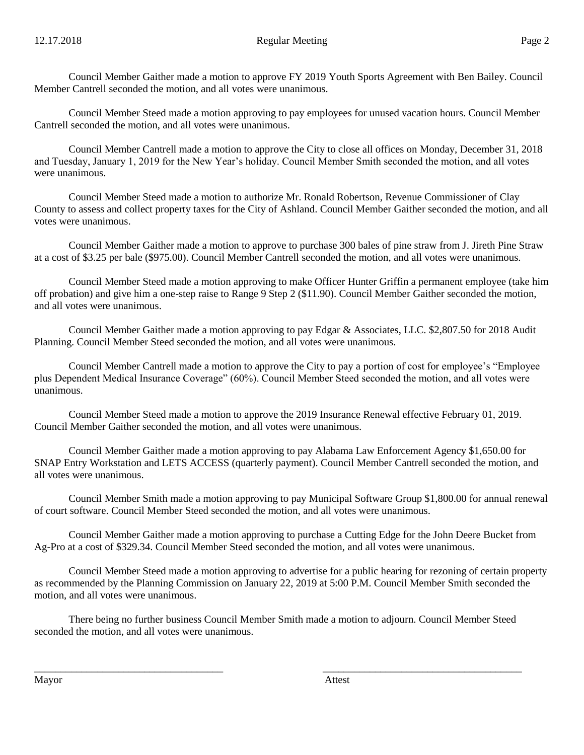Council Member Gaither made a motion to approve FY 2019 Youth Sports Agreement with Ben Bailey. Council Member Cantrell seconded the motion, and all votes were unanimous.

Council Member Steed made a motion approving to pay employees for unused vacation hours. Council Member Cantrell seconded the motion, and all votes were unanimous.

Council Member Cantrell made a motion to approve the City to close all offices on Monday, December 31, 2018 and Tuesday, January 1, 2019 for the New Year's holiday. Council Member Smith seconded the motion, and all votes were unanimous.

Council Member Steed made a motion to authorize Mr. Ronald Robertson, Revenue Commissioner of Clay County to assess and collect property taxes for the City of Ashland. Council Member Gaither seconded the motion, and all votes were unanimous.

Council Member Gaither made a motion to approve to purchase 300 bales of pine straw from J. Jireth Pine Straw at a cost of $3.25 per bale ($975.00). Council Member Cantrell seconded the motion, and all votes were unanimous.

Council Member Steed made a motion approving to make Officer Hunter Griffin a permanent employee (take him off probation) and give him a one-step raise to Range 9 Step 2 ($11.90). Council Member Gaither seconded the motion, and all votes were unanimous.

Council Member Gaither made a motion approving to pay Edgar & Associates, LLC. $2,807.50 for 2018 Audit Planning. Council Member Steed seconded the motion, and all votes were unanimous.

Council Member Cantrell made a motion to approve the City to pay a portion of cost for employee's "Employee plus Dependent Medical Insurance Coverage" (60%). Council Member Steed seconded the motion, and all votes were unanimous.

Council Member Steed made a motion to approve the 2019 Insurance Renewal effective February 01, 2019. Council Member Gaither seconded the motion, and all votes were unanimous.

Council Member Gaither made a motion approving to pay Alabama Law Enforcement Agency $1,650.00 for SNAP Entry Workstation and LETS ACCESS (quarterly payment). Council Member Cantrell seconded the motion, and all votes were unanimous.

Council Member Smith made a motion approving to pay Municipal Software Group $1,800.00 for annual renewal of court software. Council Member Steed seconded the motion, and all votes were unanimous.

Council Member Gaither made a motion approving to purchase a Cutting Edge for the John Deere Bucket from Ag-Pro at a cost of $329.34. Council Member Steed seconded the motion, and all votes were unanimous.

Council Member Steed made a motion approving to advertise for a public hearing for rezoning of certain property as recommended by the Planning Commission on January 22, 2019 at 5:00 P.M. Council Member Smith seconded the motion, and all votes were unanimous.

There being no further business Council Member Smith made a motion to adjourn. Council Member Steed seconded the motion, and all votes were unanimous.

\_\_\_\_\_\_\_\_\_\_\_\_\_\_\_\_\_\_\_\_\_\_\_\_\_\_\_\_\_\_\_\_\_\_\_\_ \_\_\_\_\_\_\_\_\_\_\_\_\_\_\_\_\_\_\_\_\_\_\_\_\_\_\_\_\_\_\_\_\_\_\_\_

Mayor Attest